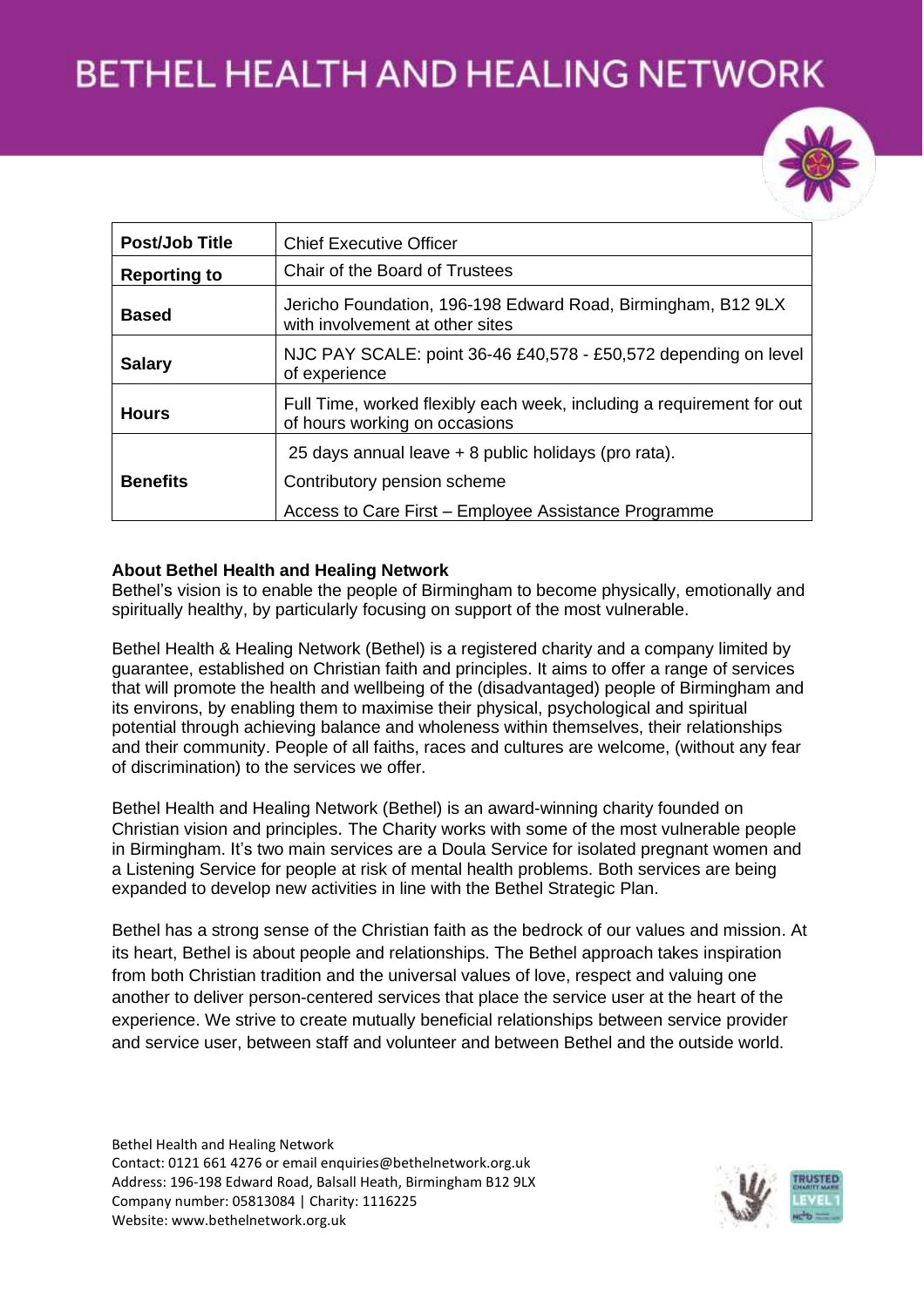# BETHEL HEALTH AND HEALING NETWORK

| Post/Job Title | Chief Executive Officer |
|---|---|
| Reporting to | Chair of the Board of Trustees |
| Based | Jericho Foundation, 196-198 Edward Road, Birmingham, B12 9LX with involvement at other sites |
| Salary | NJC PAY SCALE: point 36-46 £40,578 - £50,572 depending on level of experience |
| Hours | Full Time, worked flexibly each week, including a requirement for out of hours working on occasions |
| Benefits | 25 days annual leave + 8 public holidays (pro rata).<br>Contributory pension scheme<br>Access to Care First – Employee Assistance Programme |

**About Bethel Health and Healing Network**

Bethel's vision is to enable the people of Birmingham to become physically, emotionally and spiritually healthy, by particularly focusing on support of the most vulnerable.

Bethel Health & Healing Network (Bethel) is a registered charity and a company limited by guarantee, established on Christian faith and principles. It aims to offer a range of services that will promote the health and wellbeing of the (disadvantaged) people of Birmingham and its environs, by enabling them to maximise their physical, psychological and spiritual potential through achieving balance and wholeness within themselves, their relationships and their community. People of all faiths, races and cultures are welcome, (without any fear of discrimination) to the services we offer.

Bethel Health and Healing Network (Bethel) is an award-winning charity founded on Christian vision and principles. The Charity works with some of the most vulnerable people in Birmingham. It's two main services are a Doula Service for isolated pregnant women and a Listening Service for people at risk of mental health problems. Both services are being expanded to develop new activities in line with the Bethel Strategic Plan.

Bethel has a strong sense of the Christian faith as the bedrock of our values and mission. At its heart, Bethel is about people and relationships. The Bethel approach takes inspiration from both Christian tradition and the universal values of love, respect and valuing one another to deliver person-centered services that place the service user at the heart of the experience. We strive to create mutually beneficial relationships between service provider and service user, between staff and volunteer and between Bethel and the outside world.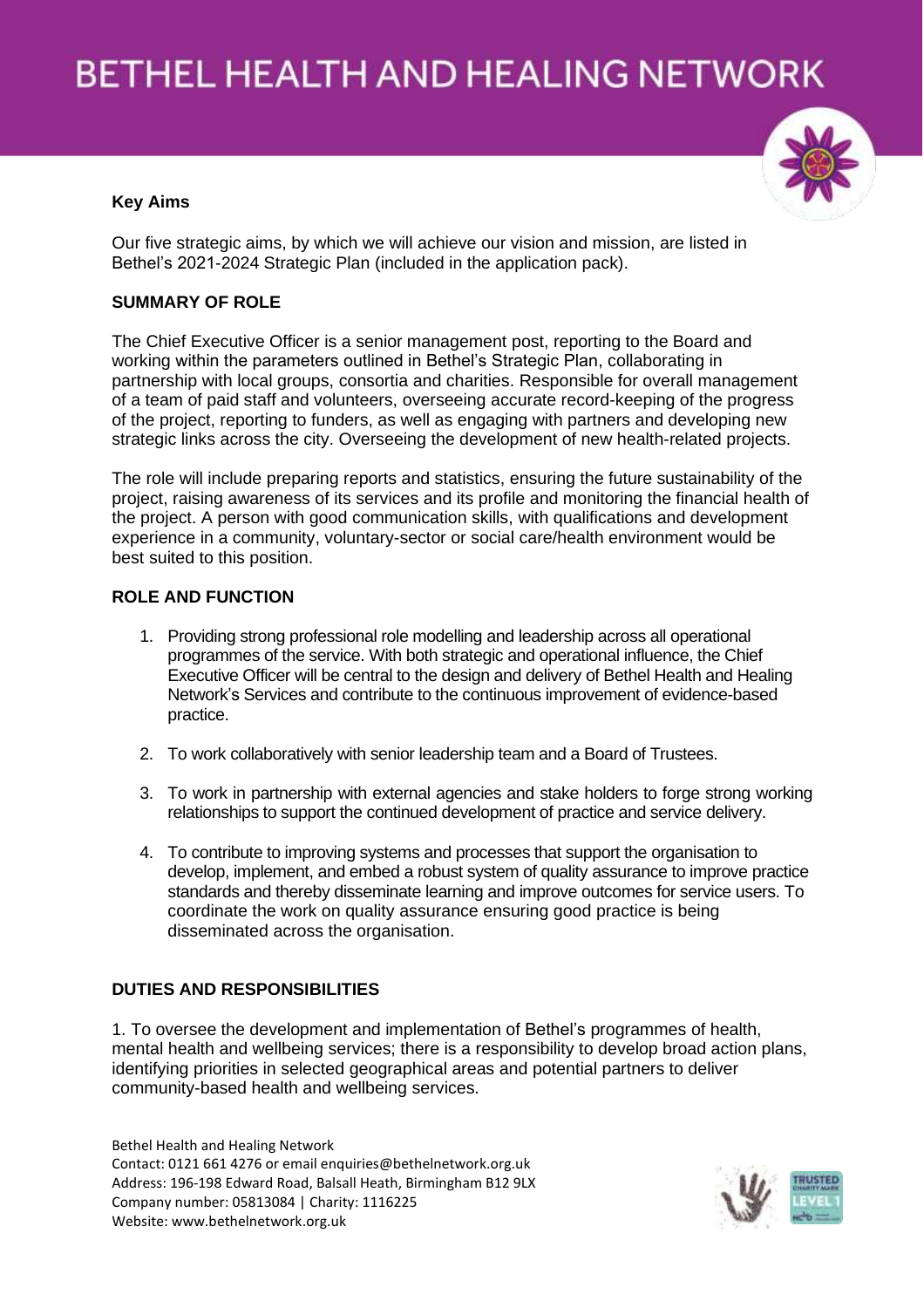**Key Aims**

Our five strategic aims, by which we will achieve our vision and mission, are listed in Bethel's 2021-2024 Strategic Plan (included in the application pack).

**SUMMARY OF ROLE**

The Chief Executive Officer is a senior management post, reporting to the Board and working within the parameters outlined in Bethel's Strategic Plan, collaborating in partnership with local groups, consortia and charities. Responsible for overall management of a team of paid staff and volunteers, overseeing accurate record-keeping of the progress of the project, reporting to funders, as well as engaging with partners and developing new strategic links across the city. Overseeing the development of new health-related projects.

The role will include preparing reports and statistics, ensuring the future sustainability of the project, raising awareness of its services and its profile and monitoring the financial health of the project. A person with good communication skills, with qualifications and development experience in a community, voluntary-sector or social care/health environment would be best suited to this position.

**ROLE AND FUNCTION**

1. Providing strong professional role modelling and leadership across all operational programmes of the service. With both strategic and operational influence, the Chief Executive Officer will be central to the design and delivery of Bethel Health and Healing Network's Services and contribute to the continuous improvement of evidence-based practice.

2. To work collaboratively with senior leadership team and a Board of Trustees.

3. To work in partnership with external agencies and stake holders to forge strong working relationships to support the continued development of practice and service delivery.

4. To contribute to improving systems and processes that support the organisation to develop, implement, and embed a robust system of quality assurance to improve practice standards and thereby disseminate learning and improve outcomes for service users. To coordinate the work on quality assurance ensuring good practice is being disseminated across the organisation.

**DUTIES AND RESPONSIBILITIES**

1. To oversee the development and implementation of Bethel's programmes of health, mental health and wellbeing services; there is a responsibility to develop broad action plans, identifying priorities in selected geographical areas and potential partners to deliver community-based health and wellbeing services.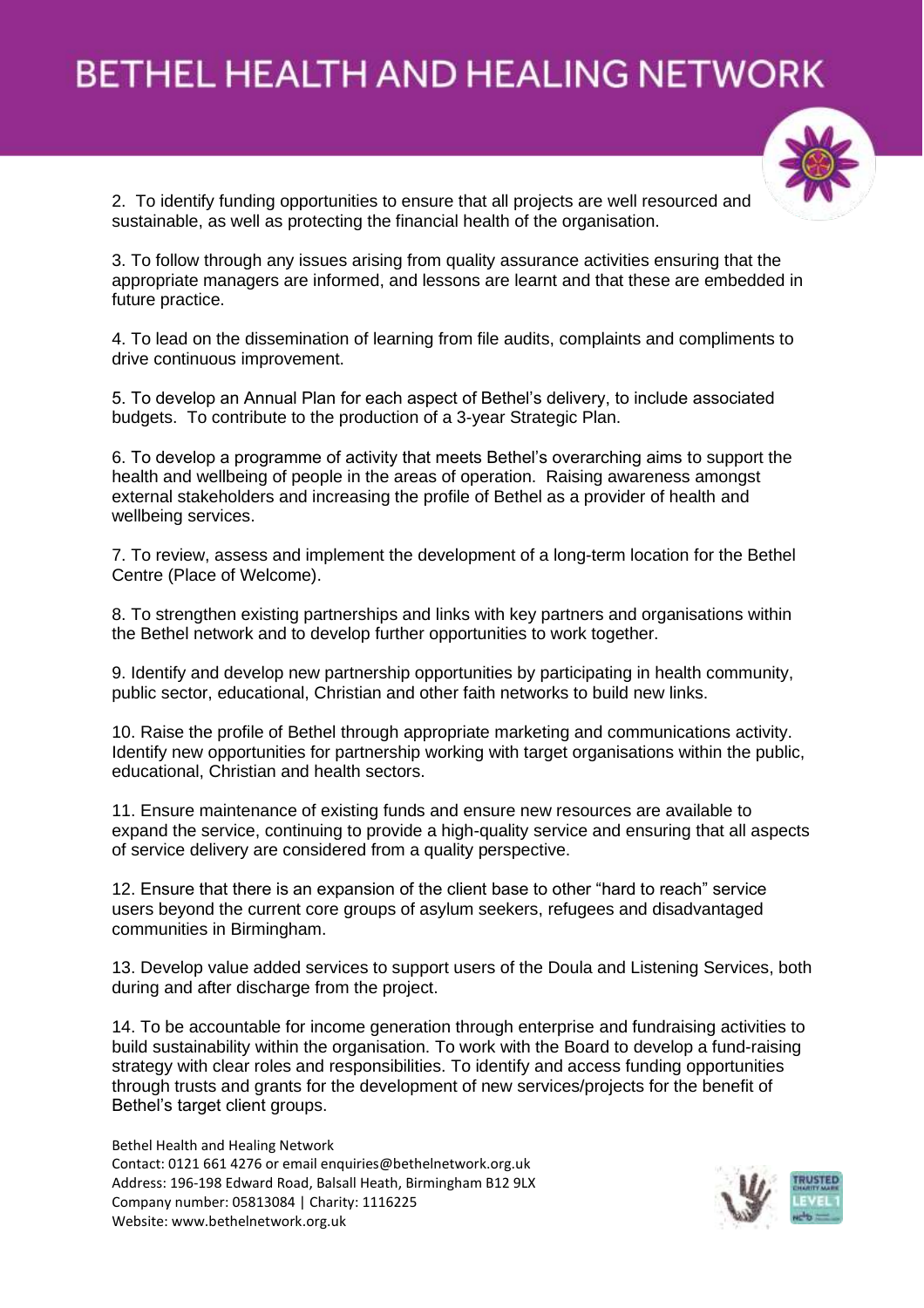2. To identify funding opportunities to ensure that all projects are well resourced and sustainable, as well as protecting the financial health of the organisation.

3. To follow through any issues arising from quality assurance activities ensuring that the appropriate managers are informed, and lessons are learnt and that these are embedded in future practice.

4. To lead on the dissemination of learning from file audits, complaints and compliments to drive continuous improvement.

5. To develop an Annual Plan for each aspect of Bethel's delivery, to include associated budgets. To contribute to the production of a 3-year Strategic Plan.

6. To develop a programme of activity that meets Bethel's overarching aims to support the health and wellbeing of people in the areas of operation. Raising awareness amongst external stakeholders and increasing the profile of Bethel as a provider of health and wellbeing services.

7. To review, assess and implement the development of a long-term location for the Bethel Centre (Place of Welcome).

8. To strengthen existing partnerships and links with key partners and organisations within the Bethel network and to develop further opportunities to work together.

9. Identify and develop new partnership opportunities by participating in health community, public sector, educational, Christian and other faith networks to build new links.

10. Raise the profile of Bethel through appropriate marketing and communications activity. Identify new opportunities for partnership working with target organisations within the public, educational, Christian and health sectors.

11. Ensure maintenance of existing funds and ensure new resources are available to expand the service, continuing to provide a high-quality service and ensuring that all aspects of service delivery are considered from a quality perspective.

12. Ensure that there is an expansion of the client base to other "hard to reach" service users beyond the current core groups of asylum seekers, refugees and disadvantaged communities in Birmingham.

13. Develop value added services to support users of the Doula and Listening Services, both during and after discharge from the project.

14. To be accountable for income generation through enterprise and fundraising activities to build sustainability within the organisation. To work with the Board to develop a fund-raising strategy with clear roles and responsibilities. To identify and access funding opportunities through trusts and grants for the development of new services/projects for the benefit of Bethel's target client groups.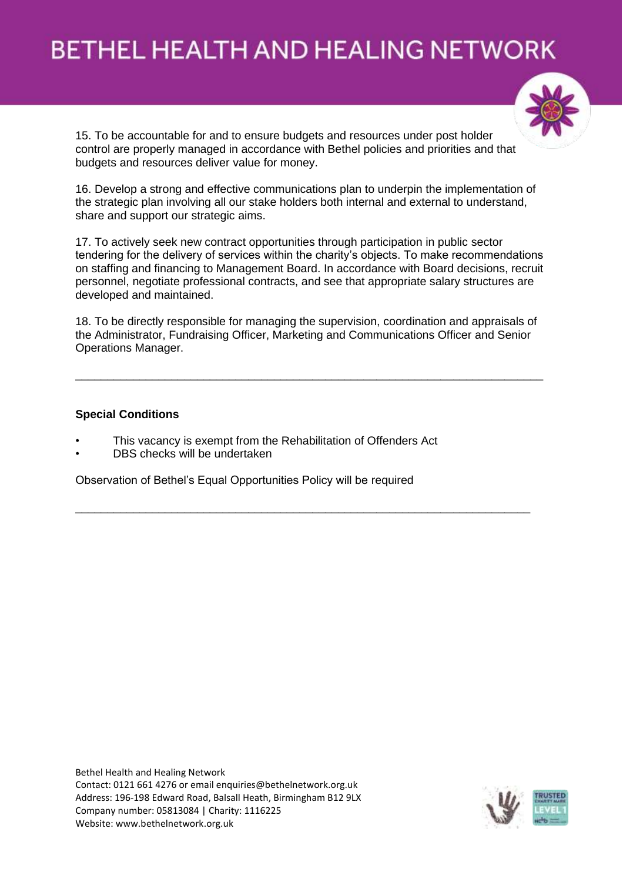15. To be accountable for and to ensure budgets and resources under post holder control are properly managed in accordance with Bethel policies and priorities and that budgets and resources deliver value for money.

16. Develop a strong and effective communications plan to underpin the implementation of the strategic plan involving all our stake holders both internal and external to understand, share and support our strategic aims.

17. To actively seek new contract opportunities through participation in public sector tendering for the delivery of services within the charity's objects. To make recommendations on staffing and financing to Management Board. In accordance with Board decisions, recruit personnel, negotiate professional contracts, and see that appropriate salary structures are developed and maintained.

18. To be directly responsible for managing the supervision, coordination and appraisals of the Administrator, Fundraising Officer, Marketing and Communications Officer and Senior Operations Manager.

---

**Special Conditions**

- This vacancy is exempt from the Rehabilitation of Offenders Act
- DBS checks will be undertaken

Observation of Bethel's Equal Opportunities Policy will be required

---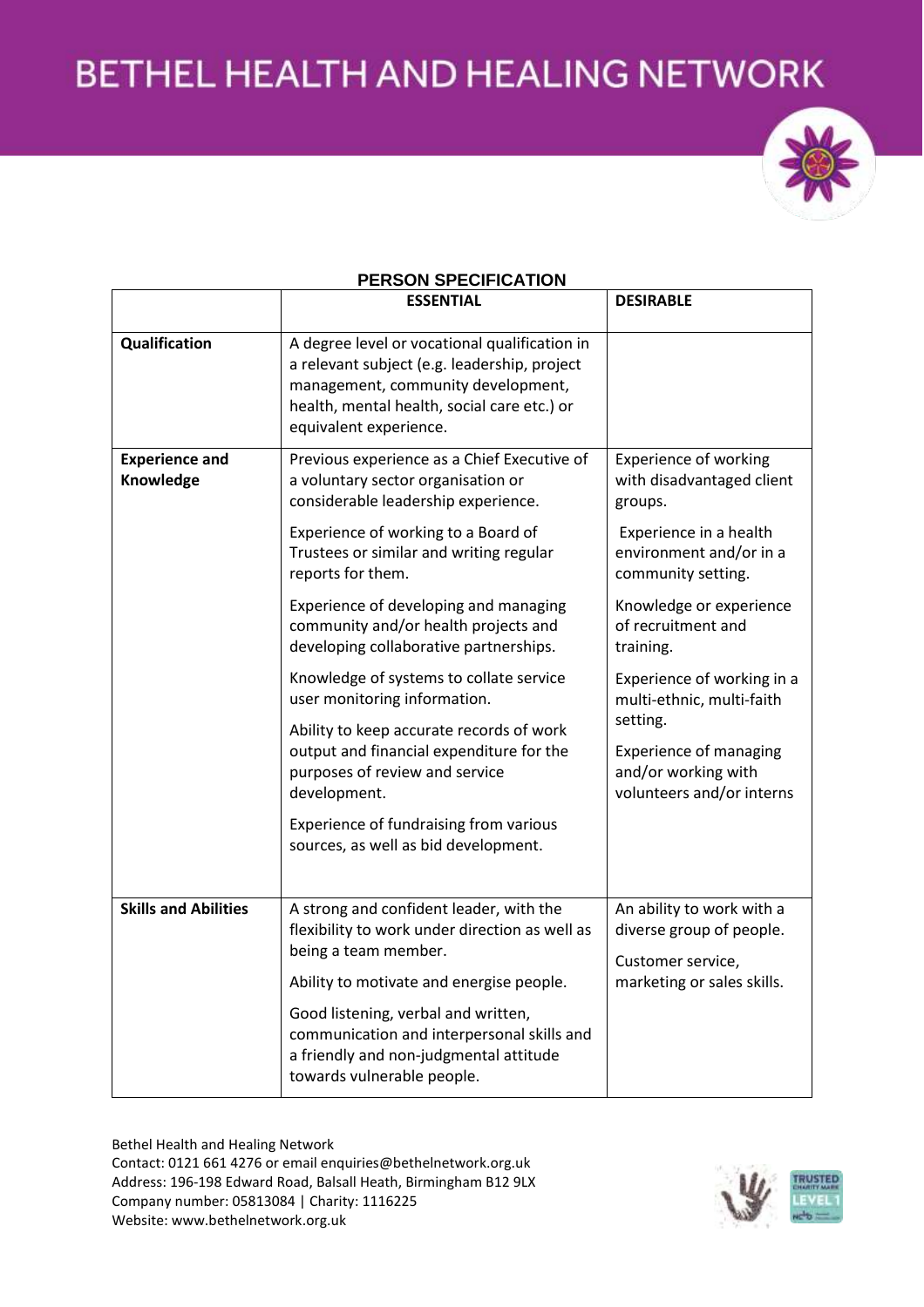## PERSON SPECIFICATION

| | ESSENTIAL | DESIRABLE |
|---|---|---|
| **Qualification** | A degree level or vocational qualification in a relevant subject (e.g. leadership, project management, community development, health, mental health, social care etc.) or equivalent experience. | |
| **Experience and Knowledge** | Previous experience as a Chief Executive of a voluntary sector organisation or considerable leadership experience.<br><br>Experience of working to a Board of Trustees or similar and writing regular reports for them.<br><br>Experience of developing and managing community and/or health projects and developing collaborative partnerships.<br><br>Knowledge of systems to collate service user monitoring information.<br><br>Ability to keep accurate records of work output and financial expenditure for the purposes of review and service development.<br><br>Experience of fundraising from various sources, as well as bid development. | Experience of working with disadvantaged client groups.<br><br>Experience in a health environment and/or in a community setting.<br><br>Knowledge or experience of recruitment and training.<br><br>Experience of working in a multi-ethnic, multi-faith setting.<br><br>Experience of managing and/or working with volunteers and/or interns |
| **Skills and Abilities** | A strong and confident leader, with the flexibility to work under direction as well as being a team member.<br><br>Ability to motivate and energise people.<br><br>Good listening, verbal and written, communication and interpersonal skills and a friendly and non-judgmental attitude towards vulnerable people. | An ability to work with a diverse group of people.<br><br>Customer service, marketing or sales skills. |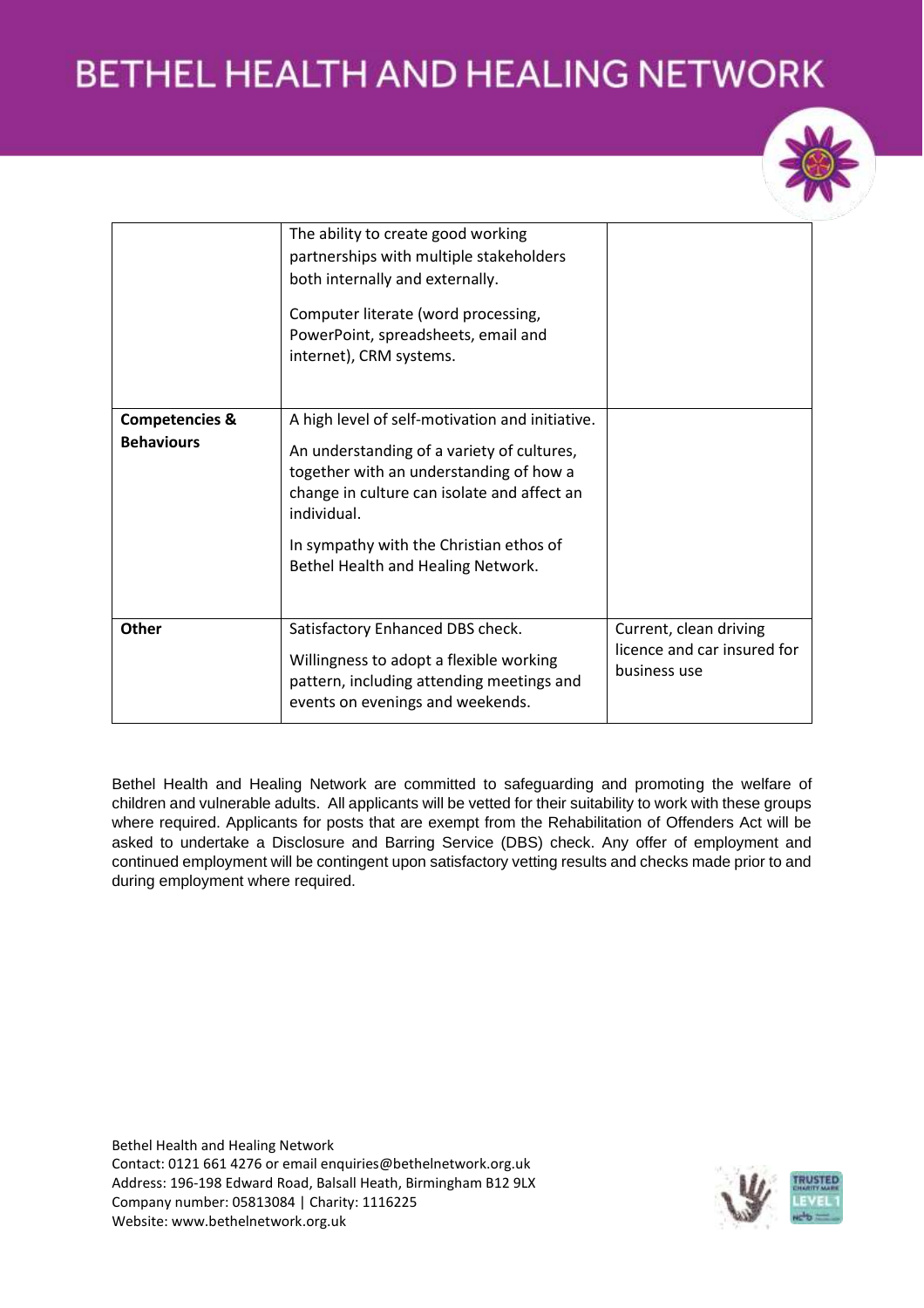| | | |
|---|---|---|
| | The ability to create good working partnerships with multiple stakeholders both internally and externally.<br><br>Computer literate (word processing, PowerPoint, spreadsheets, email and internet), CRM systems. | |
| **Competencies & Behaviours** | A high level of self-motivation and initiative.<br><br>An understanding of a variety of cultures, together with an understanding of how a change in culture can isolate and affect an individual.<br><br>In sympathy with the Christian ethos of Bethel Health and Healing Network. | |
| **Other** | Satisfactory Enhanced DBS check.<br><br>Willingness to adopt a flexible working pattern, including attending meetings and events on evenings and weekends. | Current, clean driving licence and car insured for business use |

Bethel Health and Healing Network are committed to safeguarding and promoting the welfare of children and vulnerable adults. All applicants will be vetted for their suitability to work with these groups where required. Applicants for posts that are exempt from the Rehabilitation of Offenders Act will be asked to undertake a Disclosure and Barring Service (DBS) check. Any offer of employment and continued employment will be contingent upon satisfactory vetting results and checks made prior to and during employment where required.